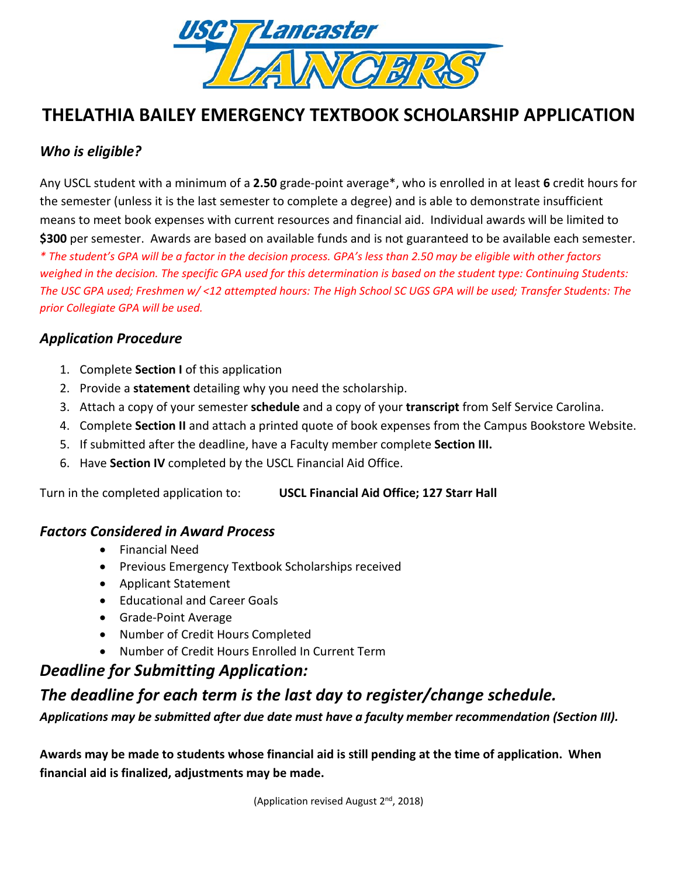# THELATHIA BAILEY EMERGENCY TEXTBOOK SCHOLARSHIP APPLICATION

### *Who is eligible?*

Any USCL student with a minimum of a **2.50** grade-point average*, who is enrolled in at least **6** credit hours for the semester (unless it is the last semester to complete a degree) and is able to demonstrate insufficient means to meet book expenses with current resources and financial aid. Individual awards will be limited to **$300** per semester. Awards are based on available funds and is not guaranteed to be available each semester.
*\* The student's GPA will be a factor in the decision process. GPA's less than 2.50 may be eligible with other factors weighed in the decision. The specific GPA used for this determination is based on the student type: Continuing Students: The USC GPA used; Freshmen w/ <12 attempted hours: The High School SC UGS GPA will be used; Transfer Students: The prior Collegiate GPA will be used.*

### *Application Procedure*

1. Complete **Section I** of this application
2. Provide a **statement** detailing why you need the scholarship.
3. Attach a copy of your semester **schedule** and a copy of your **transcript** from Self Service Carolina.
4. Complete **Section II** and attach a printed quote of book expenses from the Campus Bookstore Website.
5. If submitted after the deadline, have a Faculty member complete **Section III.**
6. Have **Section IV** completed by the USCL Financial Aid Office.

Turn in the completed application to: **USCL Financial Aid Office; 127 Starr Hall**

### *Factors Considered in Award Process*

- Financial Need
- Previous Emergency Textbook Scholarships received
- Applicant Statement
- Educational and Career Goals
- Grade-Point Average
- Number of Credit Hours Completed
- Number of Credit Hours Enrolled In Current Term

## *Deadline for Submitting Application:*

## *The deadline for each term is the last day to register/change schedule.*

***Applications may be submitted after due date must have a faculty member recommendation (Section III).***

**Awards may be made to students whose financial aid is still pending at the time of application. When financial aid is finalized, adjustments may be made.**

(Application revised August 2nd, 2018)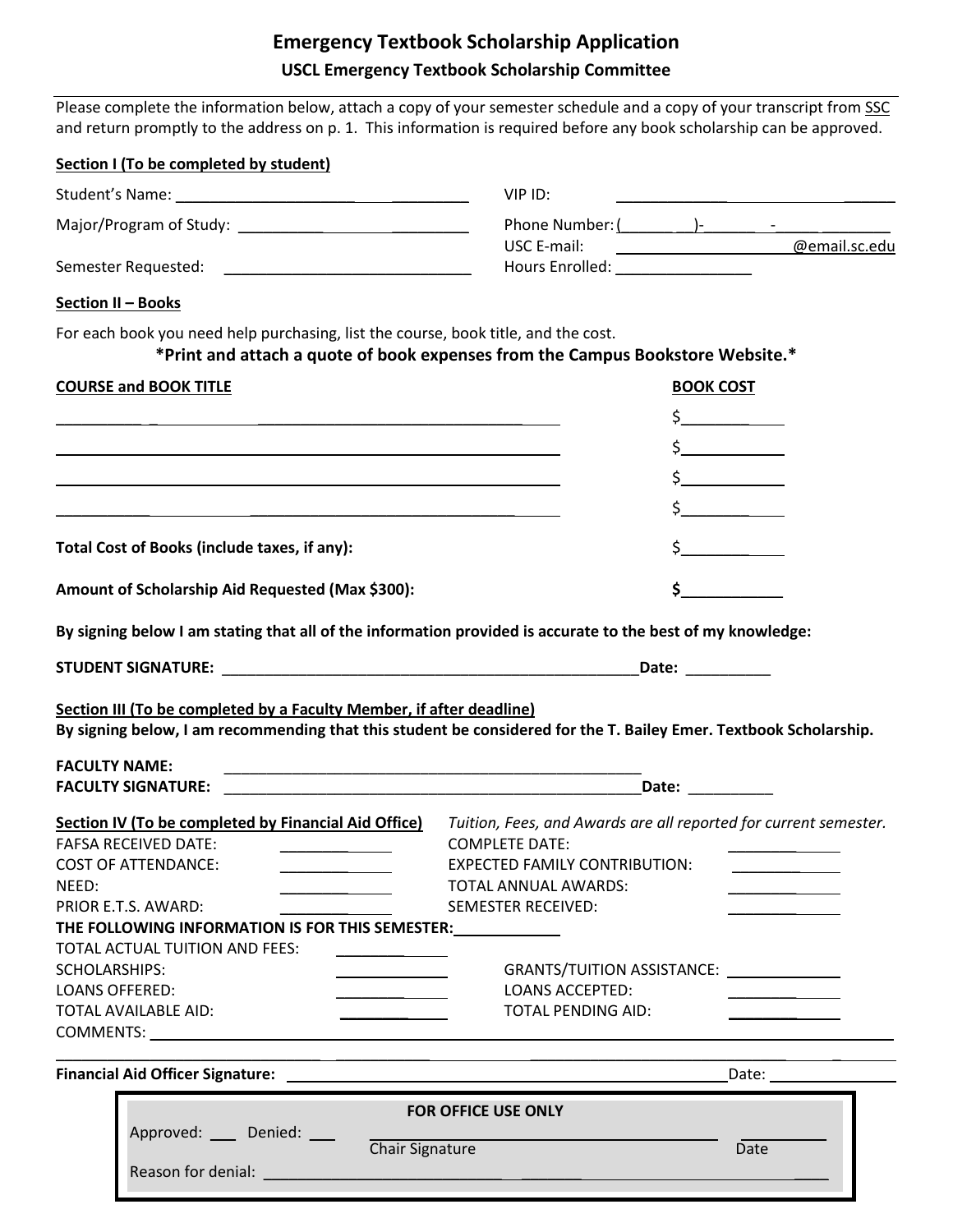# Emergency Textbook Scholarship Application

## USCL Emergency Textbook Scholarship Committee

Please complete the information below, attach a copy of your semester schedule and a copy of your transcript from SSC and return promptly to the address on p. 1. This information is required before any book scholarship can be approved.

**Section I (To be completed by student)**

Student's Name: ______________________________ VIP ID: ______________________________

Major/Program of Study: ______________________________ Phone Number: (______)-______-________

USC E-mail: ______________________@email.sc.edu

Semester Requested: ______________________________ Hours Enrolled: ________________

**Section II – Books**

For each book you need help purchasing, list the course, book title, and the cost.

**\*Print and attach a quote of book expenses from the Campus Bookstore Website.\***

| COURSE and BOOK TITLE | BOOK COST |
|---|---|
| | $ |
| | $ |
| | $ |
| | $ |

**Total Cost of Books (include taxes, if any):** $____________

**Amount of Scholarship Aid Requested (Max $300):** **$____________**

**By signing below I am stating that all of the information provided is accurate to the best of my knowledge:**

**STUDENT SIGNATURE:** ______________________________________________ **Date:** __________

**Section III (To be completed by a Faculty Member, if after deadline)**

**By signing below, I am recommending that this student be considered for the T. Bailey Emer. Textbook Scholarship.**

**FACULTY NAME:** ______________________________________________

**FACULTY SIGNATURE:** ______________________________________________ **Date:** __________

**Section IV (To be completed by Financial Aid Office)** *Tuition, Fees, and Awards are all reported for current semester.*

FAFSA RECEIVED DATE: __________ COMPLETE DATE: __________

COST OF ATTENDANCE: __________ EXPECTED FAMILY CONTRIBUTION: __________

NEED: __________ TOTAL ANNUAL AWARDS: __________

PRIOR E.T.S. AWARD: __________ SEMESTER RECEIVED: __________

**THE FOLLOWING INFORMATION IS FOR THIS SEMESTER:** __________

TOTAL ACTUAL TUITION AND FEES: __________

SCHOLARSHIPS: __________ GRANTS/TUITION ASSISTANCE: __________

LOANS OFFERED: __________ LOANS ACCEPTED: __________

TOTAL AVAILABLE AID: __________ TOTAL PENDING AID: __________

COMMENTS: ______________________________________________

**Financial Aid Officer Signature:** ______________________________________________ Date: __________

**FOR OFFICE USE ONLY**

Approved: ___ Denied: ___ ______________________________ Chair Signature __________ Date

Reason for denial: ______________________________________________